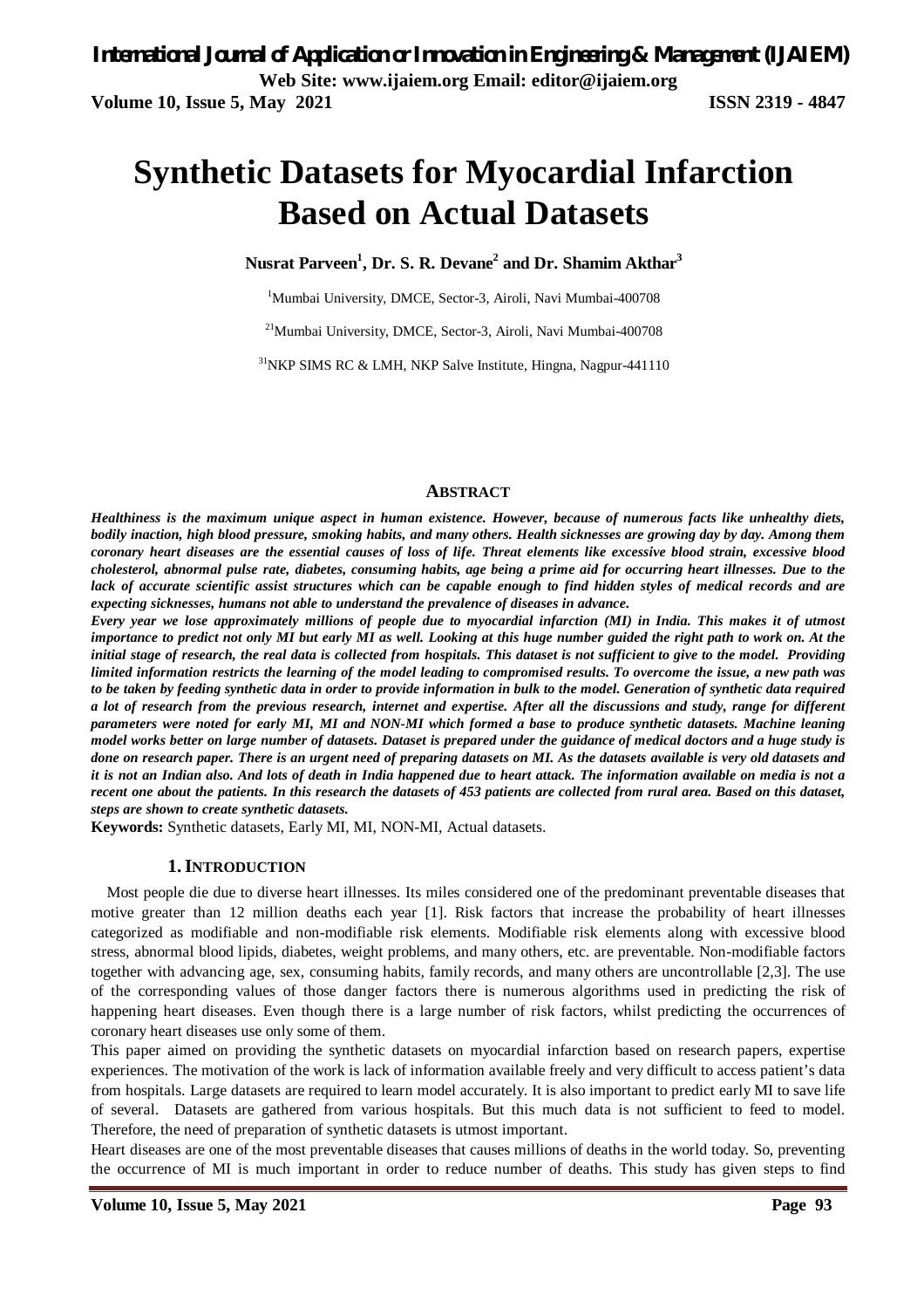# Synthetic Datasets for Myocardial Infarction Based on Actual Datasets

**Nusrat Parveen[1], Dr. S. R. Devane[2] and Dr. Shamim Akthar[3]**

[1]Mumbai University, DMCE, Sector-3, Airoli, Navi Mumbai-400708

[21]Mumbai University, DMCE, Sector-3, Airoli, Navi Mumbai-400708

[31]NKP SIMS RC & LMH, NKP Salve Institute, Hingna, Nagpur-441110

## ABSTRACT

***Healthiness is the maximum unique aspect in human existence. However, because of numerous facts like unhealthy diets, bodily inaction, high blood pressure, smoking habits, and many others. Health sicknesses are growing day by day. Among them coronary heart diseases are the essential causes of loss of life. Threat elements like excessive blood strain, excessive blood cholesterol, abnormal pulse rate, diabetes, consuming habits, age being a prime aid for occurring heart illnesses. Due to the lack of accurate scientific assist structures which can be capable enough to find hidden styles of medical records and are expecting sicknesses, humans not able to understand the prevalence of diseases in advance.***

***Every year we lose approximately millions of people due to myocardial infarction (MI) in India. This makes it of utmost importance to predict not only MI but early MI as well. Looking at this huge number guided the right path to work on. At the initial stage of research, the real data is collected from hospitals. This dataset is not sufficient to give to the model. Providing limited information restricts the learning of the model leading to compromised results. To overcome the issue, a new path was to be taken by feeding synthetic data in order to provide information in bulk to the model. Generation of synthetic data required a lot of research from the previous research, internet and expertise. After all the discussions and study, range for different parameters were noted for early MI, MI and NON-MI which formed a base to produce synthetic datasets. Machine leaning model works better on large number of datasets. Dataset is prepared under the guidance of medical doctors and a huge study is done on research paper. There is an urgent need of preparing datasets on MI. As the datasets available is very old datasets and it is not an Indian also. And lots of death in India happened due to heart attack. The information available on media is not a recent one about the patients. In this research the datasets of 453 patients are collected from rural area. Based on this dataset, steps are shown to create synthetic datasets.***

**Keywords:** Synthetic datasets, Early MI, MI, NON-MI, Actual datasets.

## 1. INTRODUCTION

Most people die due to diverse heart illnesses. Its miles considered one of the predominant preventable diseases that motive greater than 12 million deaths each year [1]. Risk factors that increase the probability of heart illnesses categorized as modifiable and non-modifiable risk elements. Modifiable risk elements along with excessive blood stress, abnormal blood lipids, diabetes, weight problems, and many others, etc. are preventable. Non-modifiable factors together with advancing age, sex, consuming habits, family records, and many others are uncontrollable [2,3]. The use of the corresponding values of those danger factors there is numerous algorithms used in predicting the risk of happening heart diseases. Even though there is a large number of risk factors, whilst predicting the occurrences of coronary heart diseases use only some of them.

This paper aimed on providing the synthetic datasets on myocardial infarction based on research papers, expertise experiences. The motivation of the work is lack of information available freely and very difficult to access patient's data from hospitals. Large datasets are required to learn model accurately. It is also important to predict early MI to save life of several. Datasets are gathered from various hospitals. But this much data is not sufficient to feed to model. Therefore, the need of preparation of synthetic datasets is utmost important.

Heart diseases are one of the most preventable diseases that causes millions of deaths in the world today. So, preventing the occurrence of MI is much important in order to reduce number of deaths. This study has given steps to find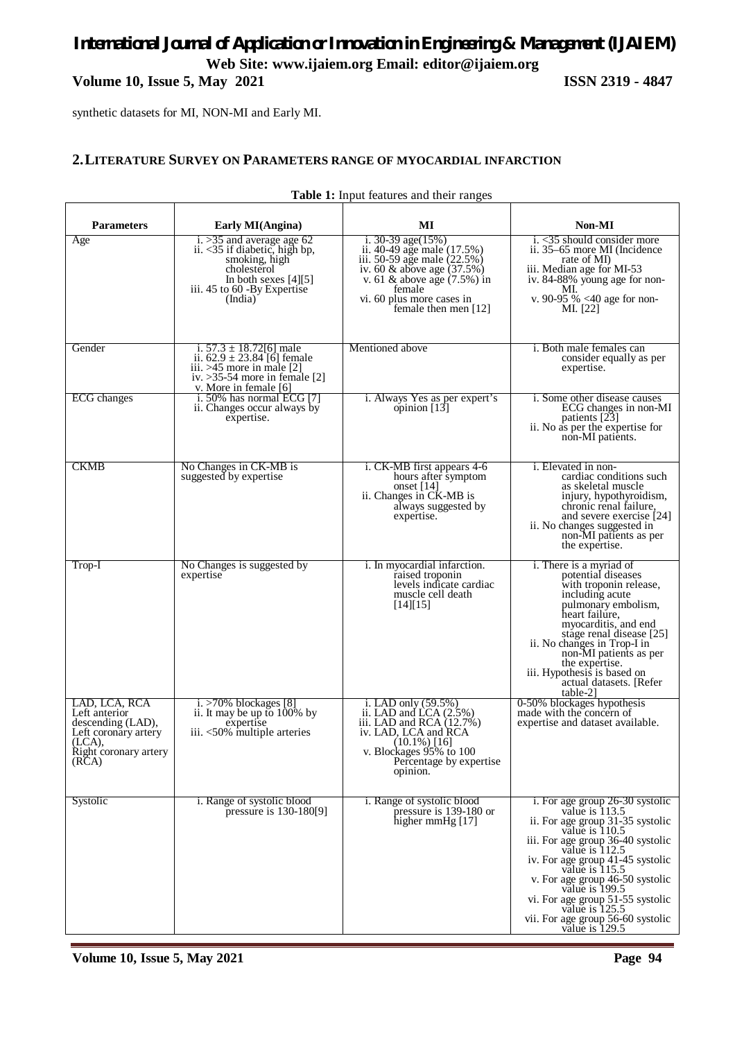synthetic datasets for MI, NON-MI and Early MI.

## 2. LITERATURE SURVEY ON PARAMETERS RANGE OF MYOCARDIAL INFARCTION

**Table 1:** Input features and their ranges

| Parameters | Early MI(Angina) | MI | Non-MI |
|---|---|---|---|
| Age | i. >35 and average age 62<br>ii. <35 if diabetic, high bp, smoking, high cholesterol In both sexes [4][5]<br>iii. 45 to 60 -By Expertise (India) | i. 30-39 age(15%)<br>ii. 40-49 age male (17.5%)<br>iii. 50-59 age male (22.5%)<br>iv. 60 & above age (37.5%)<br>v. 61 & above age (7.5%) in female<br>vi. 60 plus more cases in female then men [12] | i. <35 should consider more<br>ii. 35–65 more MI (Incidence rate of MI)<br>iii. Median age for MI-53<br>iv. 84-88% young age for non-MI.<br>v. 90-95 % <40 age for non-MI. [22] |
| Gender | i. 57.3 ± 18.72[6] male<br>ii. 62.9 ± 23.84 [6] female<br>iii. >45 more in male [2]<br>iv. >35-54 more in female [2]<br>v. More in female [6] | Mentioned above | i. Both male females can consider equally as per expertise. |
| ECG changes | i. 50% has normal ECG [7]<br>ii. Changes occur always by expertise. | i. Always Yes as per expert's opinion [13] | i. Some other disease causes ECG changes in non-MI patients [23]<br>ii. No as per the expertise for non-MI patients. |
| CKMB | No Changes in CK-MB is suggested by expertise | i. CK-MB first appears 4-6 hours after symptom onset [14]<br>ii. Changes in CK-MB is always suggested by expertise. | i. Elevated in non-cardiac conditions such as skeletal muscle injury, hypothyroidism, chronic renal failure, and severe exercise [24]<br>ii. No changes suggested in non-MI patients as per the expertise. |
| Trop-I | No Changes is suggested by expertise | i. In myocardial infarction. raised troponin levels indicate cardiac muscle cell death [14][15] | i. There is a myriad of potential diseases with troponin release, including acute pulmonary embolism, heart failure, myocarditis, and end stage renal disease [25]<br>ii. No changes in Trop-I in non-MI patients as per the expertise.<br>iii. Hypothesis is based on actual datasets. [Refer table-2] |
| LAD, LCA, RCA Left anterior descending (LAD), Left coronary artery (LCA), Right coronary artery (RCA) | i. >70% blockages [8]<br>ii. It may be up to 100% by expertise<br>iii. <50% multiple arteries | i. LAD only (59.5%)<br>ii. LAD and LCA (2.5%)<br>iii. LAD and RCA (12.7%)<br>iv. LAD, LCA and RCA (10.1%) [16]<br>v. Blockages 95% to 100 Percentage by expertise opinion. | 0-50% blockages hypothesis made with the concern of expertise and dataset available. |
| Systolic | i. Range of systolic blood pressure is 130-180[9] | i. Range of systolic blood pressure is 139-180 or higher mmHg [17] | i. For age group 26-30 systolic value is 113.5<br>ii. For age group 31-35 systolic value is 110.5<br>iii. For age group 36-40 systolic value is 112.5<br>iv. For age group 41-45 systolic value is 115.5<br>v. For age group 46-50 systolic value is 199.5<br>vi. For age group 51-55 systolic value is 125.5<br>vii. For age group 56-60 systolic value is 129.5 |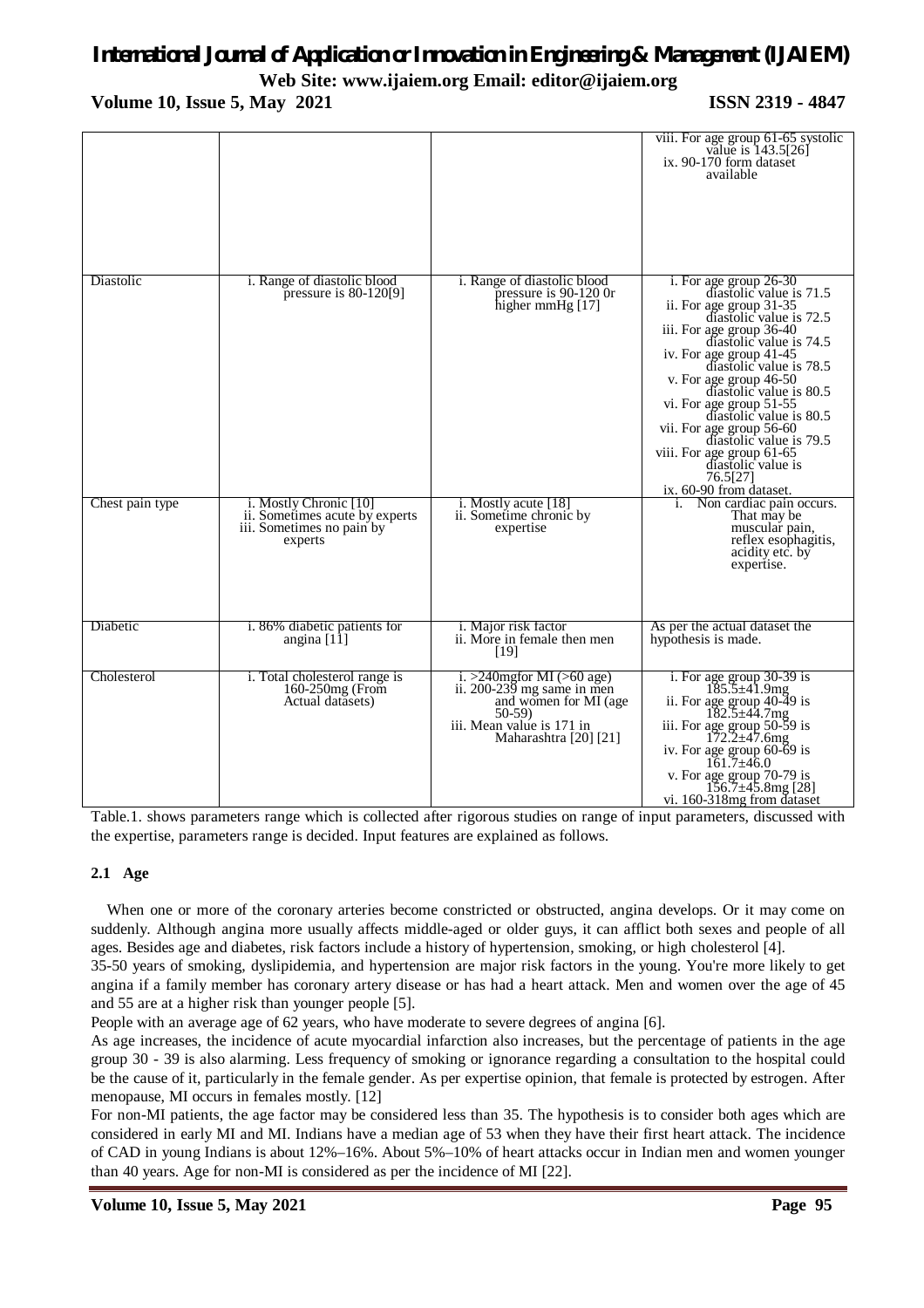| | | | |
|---|---|---|---|
| | | | viii. For age group 61-65 systolic value is 143.5[26]<br>ix. 90-170 form dataset available |
| Diastolic | i. Range of diastolic blood pressure is 80-120[9] | i. Range of diastolic blood pressure is 90-120 0r higher mmHg [17] | i. For age group 26-30 diastolic value is 71.5<br>ii. For age group 31-35 diastolic value is 72.5<br>iii. For age group 36-40 diastolic value is 74.5<br>iv. For age group 41-45 diastolic value is 78.5<br>v. For age group 46-50 diastolic value is 80.5<br>vi. For age group 51-55 diastolic value is 80.5<br>vii. For age group 56-60 diastolic value is 79.5<br>viii. For age group 61-65 diastolic value is 76.5[27]<br>ix. 60-90 from dataset. |
| Chest pain type | i. Mostly Chronic [10]<br>ii. Sometimes acute by experts<br>iii. Sometimes no pain by experts | i. Mostly acute [18]<br>ii. Sometime chronic by expertise | i. Non cardiac pain occurs. That may be muscular pain, reflex esophagitis, acidity etc. by expertise. |
| Diabetic | i. 86% diabetic patients for angina [11] | i. Major risk factor<br>ii. More in female then men [19] | As per the actual dataset the hypothesis is made. |
| Cholesterol | i. Total cholesterol range is 160-250mg (From Actual datasets) | i. >240mgfor MI (>60 age)<br>ii. 200-239 mg same in men and women for MI (age 50-59)<br>iii. Mean value is 171 in Maharashtra [20] [21] | i. For age group 30-39 is 185.5±41.9mg<br>ii. For age group 40-49 is 182.5±44.7mg<br>iii. For age group 50-59 is 172.2±47.6mg<br>iv. For age group 60-69 is 161.7±46.0<br>v. For age group 70-79 is 156.7±45.8mg [28]<br>vi. 160-318mg from dataset |

Table.1. shows parameters range which is collected after rigorous studies on range of input parameters, discussed with the expertise, parameters range is decided. Input features are explained as follows.

### 2.1 Age

When one or more of the coronary arteries become constricted or obstructed, angina develops. Or it may come on suddenly. Although angina more usually affects middle-aged or older guys, it can afflict both sexes and people of all ages. Besides age and diabetes, risk factors include a history of hypertension, smoking, or high cholesterol [4].

35-50 years of smoking, dyslipidemia, and hypertension are major risk factors in the young. You're more likely to get angina if a family member has coronary artery disease or has had a heart attack. Men and women over the age of 45 and 55 are at a higher risk than younger people [5].

People with an average age of 62 years, who have moderate to severe degrees of angina [6].

As age increases, the incidence of acute myocardial infarction also increases, but the percentage of patients in the age group 30 - 39 is also alarming. Less frequency of smoking or ignorance regarding a consultation to the hospital could be the cause of it, particularly in the female gender. As per expertise opinion, that female is protected by estrogen. After menopause, MI occurs in females mostly. [12]

For non-MI patients, the age factor may be considered less than 35. The hypothesis is to consider both ages which are considered in early MI and MI. Indians have a median age of 53 when they have their first heart attack. The incidence of CAD in young Indians is about 12%–16%. About 5%–10% of heart attacks occur in Indian men and women younger than 40 years. Age for non-MI is considered as per the incidence of MI [22].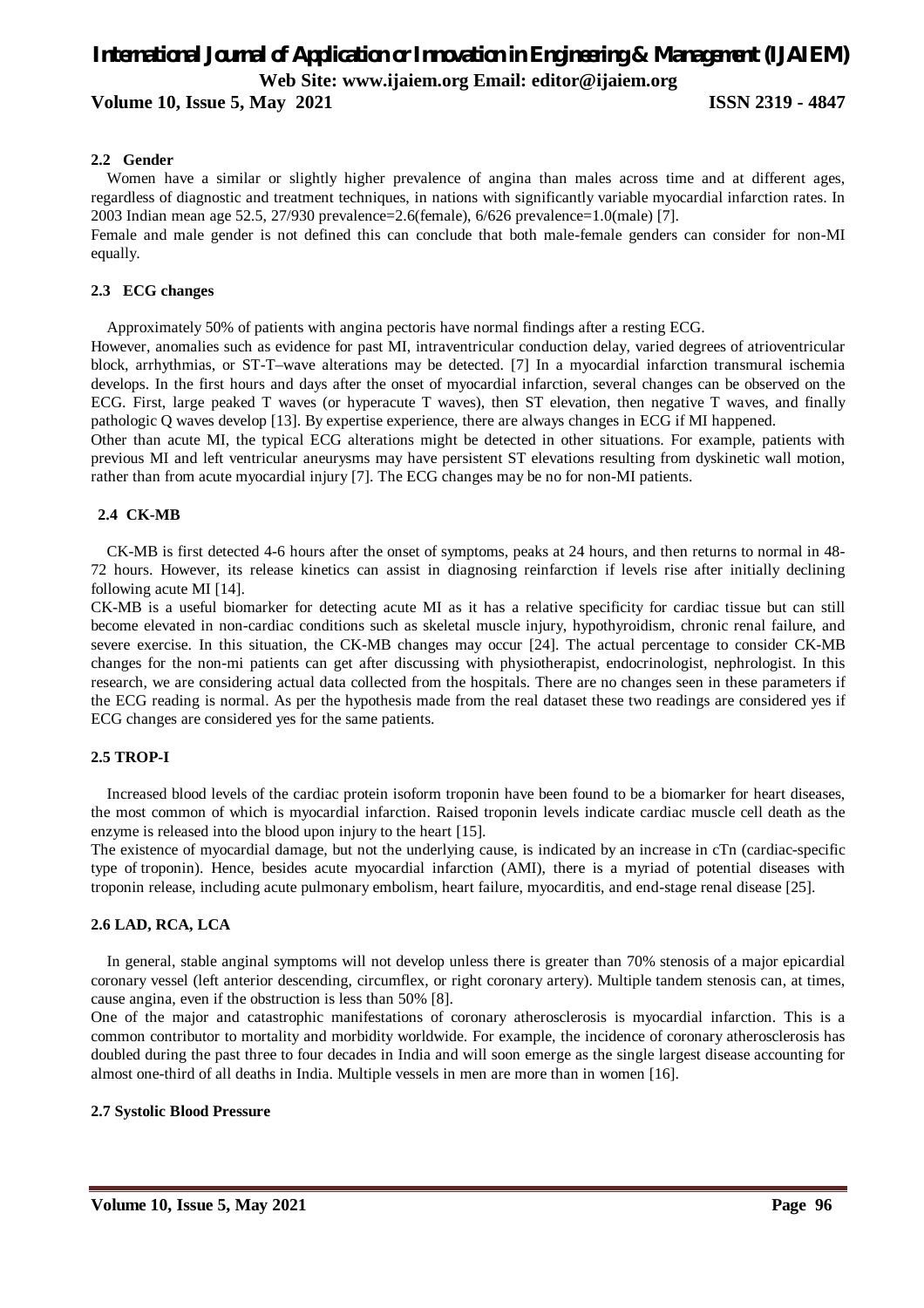### 2.2 Gender

Women have a similar or slightly higher prevalence of angina than males across time and at different ages, regardless of diagnostic and treatment techniques, in nations with significantly variable myocardial infarction rates. In 2003 Indian mean age 52.5, 27/930 prevalence=2.6(female), 6/626 prevalence=1.0(male) [7].

Female and male gender is not defined this can conclude that both male-female genders can consider for non-MI equally.

### 2.3 ECG changes

Approximately 50% of patients with angina pectoris have normal findings after a resting ECG.

However, anomalies such as evidence for past MI, intraventricular conduction delay, varied degrees of atrioventricular block, arrhythmias, or ST-T–wave alterations may be detected. [7] In a myocardial infarction transmural ischemia develops. In the first hours and days after the onset of myocardial infarction, several changes can be observed on the ECG. First, large peaked T waves (or hyperacute T waves), then ST elevation, then negative T waves, and finally pathologic Q waves develop [13]. By expertise experience, there are always changes in ECG if MI happened.

Other than acute MI, the typical ECG alterations might be detected in other situations. For example, patients with previous MI and left ventricular aneurysms may have persistent ST elevations resulting from dyskinetic wall motion, rather than from acute myocardial injury [7]. The ECG changes may be no for non-MI patients.

### 2.4 CK-MB

CK-MB is first detected 4-6 hours after the onset of symptoms, peaks at 24 hours, and then returns to normal in 48-72 hours. However, its release kinetics can assist in diagnosing reinfarction if levels rise after initially declining following acute MI [14].

CK-MB is a useful biomarker for detecting acute MI as it has a relative specificity for cardiac tissue but can still become elevated in non-cardiac conditions such as skeletal muscle injury, hypothyroidism, chronic renal failure, and severe exercise. In this situation, the CK-MB changes may occur [24]. The actual percentage to consider CK-MB changes for the non-mi patients can get after discussing with physiotherapist, endocrinologist, nephrologist. In this research, we are considering actual data collected from the hospitals. There are no changes seen in these parameters if the ECG reading is normal. As per the hypothesis made from the real dataset these two readings are considered yes if ECG changes are considered yes for the same patients.

### 2.5 TROP-I

Increased blood levels of the cardiac protein isoform troponin have been found to be a biomarker for heart diseases, the most common of which is myocardial infarction. Raised troponin levels indicate cardiac muscle cell death as the enzyme is released into the blood upon injury to the heart [15].

The existence of myocardial damage, but not the underlying cause, is indicated by an increase in cTn (cardiac-specific type of troponin). Hence, besides acute myocardial infarction (AMI), there is a myriad of potential diseases with troponin release, including acute pulmonary embolism, heart failure, myocarditis, and end-stage renal disease [25].

### 2.6 LAD, RCA, LCA

In general, stable anginal symptoms will not develop unless there is greater than 70% stenosis of a major epicardial coronary vessel (left anterior descending, circumflex, or right coronary artery). Multiple tandem stenosis can, at times, cause angina, even if the obstruction is less than 50% [8].

One of the major and catastrophic manifestations of coronary atherosclerosis is myocardial infarction. This is a common contributor to mortality and morbidity worldwide. For example, the incidence of coronary atherosclerosis has doubled during the past three to four decades in India and will soon emerge as the single largest disease accounting for almost one-third of all deaths in India. Multiple vessels in men are more than in women [16].

### 2.7 Systolic Blood Pressure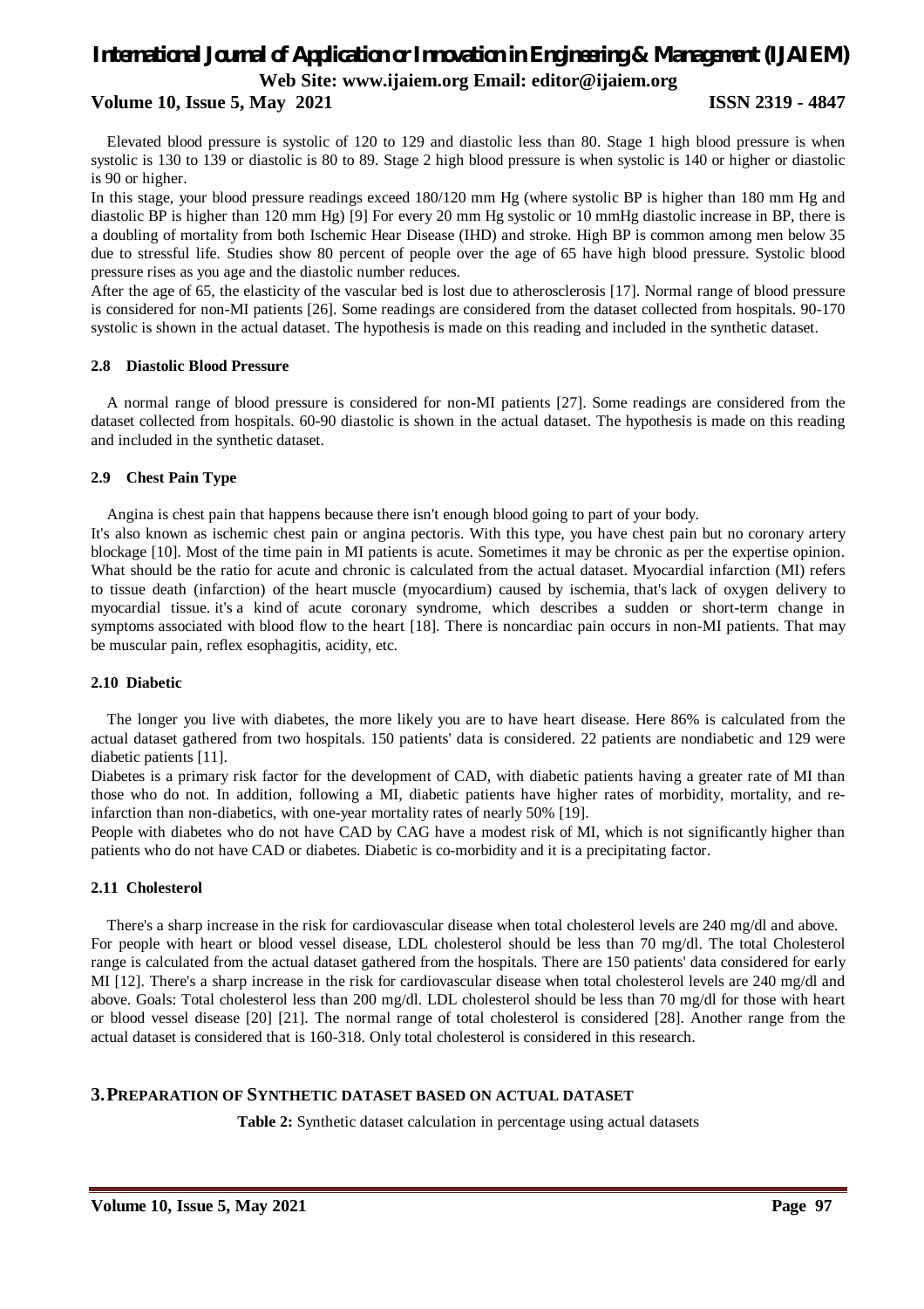Elevated blood pressure is systolic of 120 to 129 and diastolic less than 80. Stage 1 high blood pressure is when systolic is 130 to 139 or diastolic is 80 to 89. Stage 2 high blood pressure is when systolic is 140 or higher or diastolic is 90 or higher.

In this stage, your blood pressure readings exceed 180/120 mm Hg (where systolic BP is higher than 180 mm Hg and diastolic BP is higher than 120 mm Hg) [9] For every 20 mm Hg systolic or 10 mmHg diastolic increase in BP, there is a doubling of mortality from both Ischemic Hear Disease (IHD) and stroke. High BP is common among men below 35 due to stressful life. Studies show 80 percent of people over the age of 65 have high blood pressure. Systolic blood pressure rises as you age and the diastolic number reduces.

After the age of 65, the elasticity of the vascular bed is lost due to atherosclerosis [17]. Normal range of blood pressure is considered for non-MI patients [26]. Some readings are considered from the dataset collected from hospitals. 90-170 systolic is shown in the actual dataset. The hypothesis is made on this reading and included in the synthetic dataset.

### 2.8 Diastolic Blood Pressure

A normal range of blood pressure is considered for non-MI patients [27]. Some readings are considered from the dataset collected from hospitals. 60-90 diastolic is shown in the actual dataset. The hypothesis is made on this reading and included in the synthetic dataset.

### 2.9 Chest Pain Type

Angina is chest pain that happens because there isn't enough blood going to part of your body.

It's also known as ischemic chest pain or angina pectoris. With this type, you have chest pain but no coronary artery blockage [10]. Most of the time pain in MI patients is acute. Sometimes it may be chronic as per the expertise opinion. What should be the ratio for acute and chronic is calculated from the actual dataset. Myocardial infarction (MI) refers to tissue death (infarction) of the heart muscle (myocardium) caused by ischemia, that's lack of oxygen delivery to myocardial tissue. it's a kind of acute coronary syndrome, which describes a sudden or short-term change in symptoms associated with blood flow to the heart [18]. There is noncardiac pain occurs in non-MI patients. That may be muscular pain, reflex esophagitis, acidity, etc.

### 2.10 Diabetic

The longer you live with diabetes, the more likely you are to have heart disease. Here 86% is calculated from the actual dataset gathered from two hospitals. 150 patients' data is considered. 22 patients are nondiabetic and 129 were diabetic patients [11].

Diabetes is a primary risk factor for the development of CAD, with diabetic patients having a greater rate of MI than those who do not. In addition, following a MI, diabetic patients have higher rates of morbidity, mortality, and re-infarction than non-diabetics, with one-year mortality rates of nearly 50% [19].

People with diabetes who do not have CAD by CAG have a modest risk of MI, which is not significantly higher than patients who do not have CAD or diabetes. Diabetic is co-morbidity and it is a precipitating factor.

### 2.11 Cholesterol

There's a sharp increase in the risk for cardiovascular disease when total cholesterol levels are 240 mg/dl and above. For people with heart or blood vessel disease, LDL cholesterol should be less than 70 mg/dl. The total Cholesterol range is calculated from the actual dataset gathered from the hospitals. There are 150 patients' data considered for early MI [12]. There's a sharp increase in the risk for cardiovascular disease when total cholesterol levels are 240 mg/dl and above. Goals: Total cholesterol less than 200 mg/dl. LDL cholesterol should be less than 70 mg/dl for those with heart or blood vessel disease [20] [21]. The normal range of total cholesterol is considered [28]. Another range from the actual dataset is considered that is 160-318. Only total cholesterol is considered in this research.

## 3. PREPARATION OF SYNTHETIC DATASET BASED ON ACTUAL DATASET

**Table 2:** Synthetic dataset calculation in percentage using actual datasets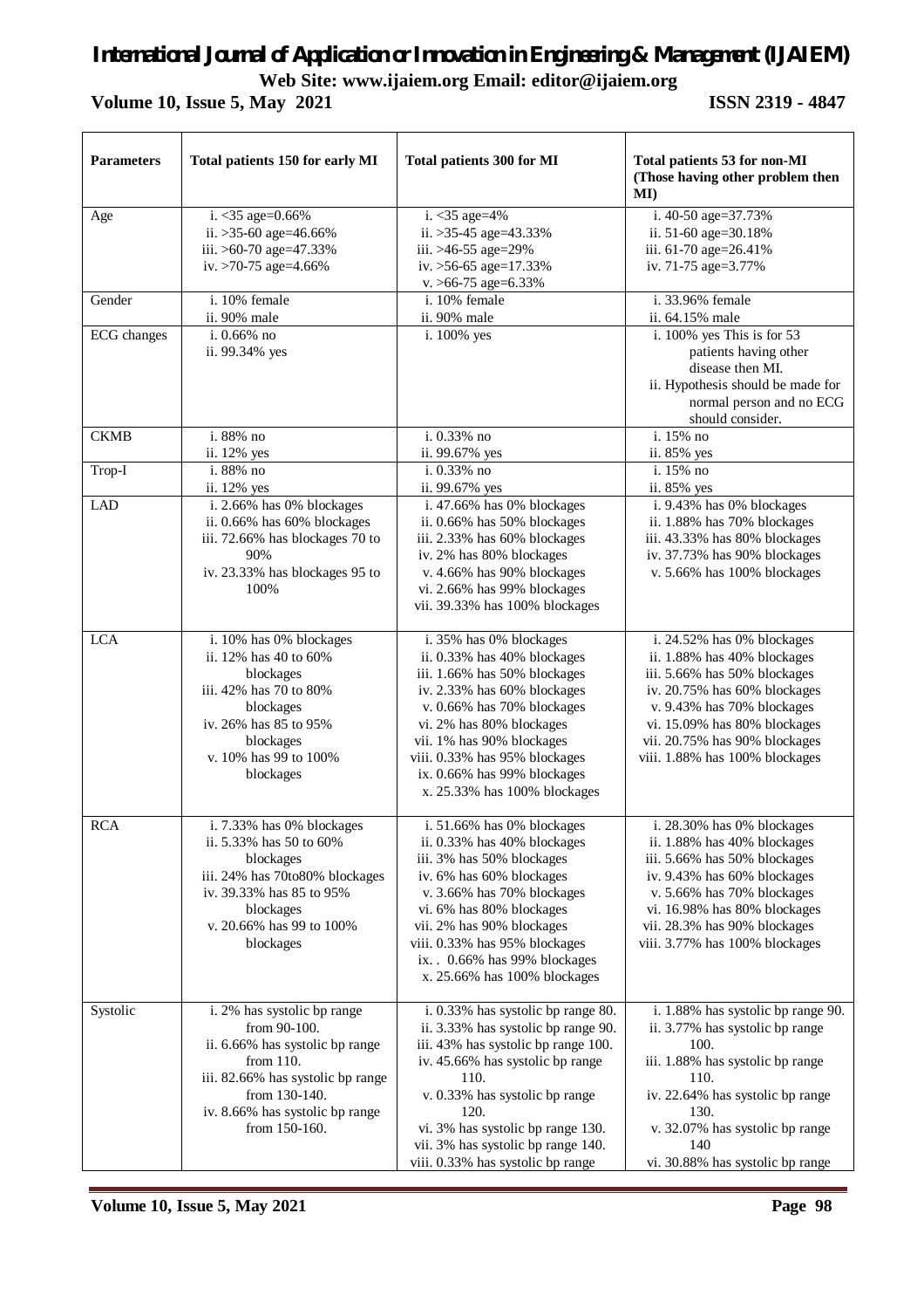| Parameters | Total patients 150 for early MI | Total patients 300 for MI | Total patients 53 for non-MI (Those having other problem then MI) |
|---|---|---|---|
| Age | i. <35 age=0.66%<br>ii. >35-60 age=46.66%<br>iii. >60-70 age=47.33%<br>iv. >70-75 age=4.66% | i. <35 age=4%<br>ii. >35-45 age=43.33%<br>iii. >46-55 age=29%<br>iv. >56-65 age=17.33%<br>v. >66-75 age=6.33% | i. 40-50 age=37.73%<br>ii. 51-60 age=30.18%<br>iii. 61-70 age=26.41%<br>iv. 71-75 age=3.77% |
| Gender | i. 10% female<br>ii. 90% male | i. 10% female<br>ii. 90% male | i. 33.96% female<br>ii. 64.15% male |
| ECG changes | i. 0.66% no<br>ii. 99.34% yes | i. 100% yes | i. 100% yes This is for 53 patients having other disease then MI.<br>ii. Hypothesis should be made for normal person and no ECG should consider. |
| CKMB | i. 88% no<br>ii. 12% yes | i. 0.33% no<br>ii. 99.67% yes | i. 15% no<br>ii. 85% yes |
| Trop-I | i. 88% no<br>ii. 12% yes | i. 0.33% no<br>ii. 99.67% yes | i. 15% no<br>ii. 85% yes |
| LAD | i. 2.66% has 0% blockages<br>ii. 0.66% has 60% blockages<br>iii. 72.66% has blockages 70 to 90%<br>iv. 23.33% has blockages 95 to 100% | i. 47.66% has 0% blockages<br>ii. 0.66% has 50% blockages<br>iii. 2.33% has 60% blockages<br>iv. 2% has 80% blockages<br>v. 4.66% has 90% blockages<br>vi. 2.66% has 99% blockages<br>vii. 39.33% has 100% blockages | i. 9.43% has 0% blockages<br>ii. 1.88% has 70% blockages<br>iii. 43.33% has 80% blockages<br>iv. 37.73% has 90% blockages<br>v. 5.66% has 100% blockages |
| LCA | i. 10% has 0% blockages<br>ii. 12% has 40 to 60% blockages<br>iii. 42% has 70 to 80% blockages<br>iv. 26% has 85 to 95% blockages<br>v. 10% has 99 to 100% blockages | i. 35% has 0% blockages<br>ii. 0.33% has 40% blockages<br>iii. 1.66% has 50% blockages<br>iv. 2.33% has 60% blockages<br>v. 0.66% has 70% blockages<br>vi. 2% has 80% blockages<br>vii. 1% has 90% blockages<br>viii. 0.33% has 95% blockages<br>ix. 0.66% has 99% blockages<br>x. 25.33% has 100% blockages | i. 24.52% has 0% blockages<br>ii. 1.88% has 40% blockages<br>iii. 5.66% has 50% blockages<br>iv. 20.75% has 60% blockages<br>v. 9.43% has 70% blockages<br>vi. 15.09% has 80% blockages<br>vii. 20.75% has 90% blockages<br>viii. 1.88% has 100% blockages |
| RCA | i. 7.33% has 0% blockages<br>ii. 5.33% has 50 to 60% blockages<br>iii. 24% has 70to80% blockages<br>iv. 39.33% has 85 to 95% blockages<br>v. 20.66% has 99 to 100% blockages | i. 51.66% has 0% blockages<br>ii. 0.33% has 40% blockages<br>iii. 3% has 50% blockages<br>iv. 6% has 60% blockages<br>v. 3.66% has 70% blockages<br>vi. 6% has 80% blockages<br>vii. 2% has 90% blockages<br>viii. 0.33% has 95% blockages<br>ix. . 0.66% has 99% blockages<br>x. 25.66% has 100% blockages | i. 28.30% has 0% blockages<br>ii. 1.88% has 40% blockages<br>iii. 5.66% has 50% blockages<br>iv. 9.43% has 60% blockages<br>v. 5.66% has 70% blockages<br>vi. 16.98% has 80% blockages<br>vii. 28.3% has 90% blockages<br>viii. 3.77% has 100% blockages |
| Systolic | i. 2% has systolic bp range from 90-100.<br>ii. 6.66% has systolic bp range from 110.<br>iii. 82.66% has systolic bp range from 130-140.<br>iv. 8.66% has systolic bp range from 150-160. | i. 0.33% has systolic bp range 80.<br>ii. 3.33% has systolic bp range 90.<br>iii. 43% has systolic bp range 100.<br>iv. 45.66% has systolic bp range 110.<br>v. 0.33% has systolic bp range 120.<br>vi. 3% has systolic bp range 130.<br>vii. 3% has systolic bp range 140.<br>viii. 0.33% has systolic bp range | i. 1.88% has systolic bp range 90.<br>ii. 3.77% has systolic bp range 100.<br>iii. 1.88% has systolic bp range 110.<br>iv. 22.64% has systolic bp range 130.<br>v. 32.07% has systolic bp range 140<br>vi. 30.88% has systolic bp range |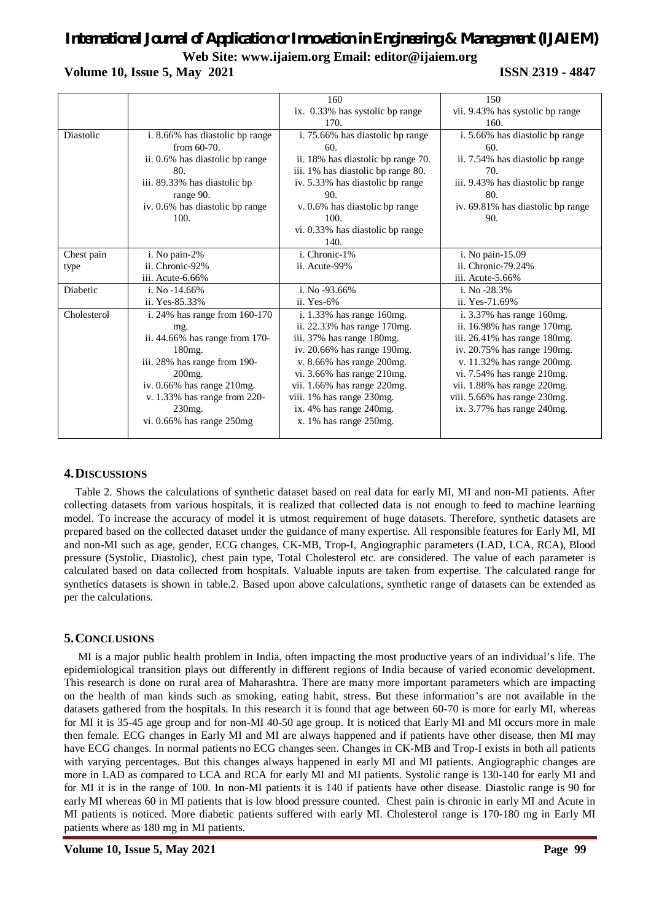| | | | |
|---|---|---|---|
| | | 160<br>ix. 0.33% has systolic bp range 170. | 150<br>vii. 9.43% has systolic bp range 160. |
| Diastolic | i. 8.66% has diastolic bp range from 60-70.<br>ii. 0.6% has diastolic bp range 80.<br>iii. 89.33% has diastolic bp range 90.<br>iv. 0.6% has diastolic bp range 100. | i. 75.66% has diastolic bp range 60.<br>ii. 18% has diastolic bp range 70.<br>iii. 1% has diastolic bp range 80.<br>iv. 5.33% has diastolic bp range 90.<br>v. 0.6% has diastolic bp range 100.<br>vi. 0.33% has diastolic bp range 140. | i. 5.66% has diastolic bp range 60.<br>ii. 7.54% has diastolic bp range 70.<br>iii. 9.43% has diastolic bp range 80.<br>iv. 69.81% has diastolic bp range 90. |
| Chest pain type | i. No pain-2%<br>ii. Chronic-92%<br>iii. Acute-6.66% | i. Chronic-1%<br>ii. Acute-99% | i. No pain-15.09<br>ii. Chronic-79.24%<br>iii. Acute-5.66% |
| Diabetic | i. No -14.66%<br>ii. Yes-85.33% | i. No -93.66%<br>ii. Yes-6% | i. No -28.3%<br>ii. Yes-71.69% |
| Cholesterol | i. 24% has range from 160-170 mg.<br>ii. 44.66% has range from 170-180mg.<br>iii. 28% has range from 190-200mg.<br>iv. 0.66% has range 210mg.<br>v. 1.33% has range from 220-230mg.<br>vi. 0.66% has range 250mg | i. 1.33% has range 160mg.<br>ii. 22.33% has range 170mg.<br>iii. 37% has range 180mg.<br>iv. 20.66% has range 190mg.<br>v. 8.66% has range 200mg.<br>vi. 3.66% has range 210mg.<br>vii. 1.66% has range 220mg.<br>viii. 1% has range 230mg.<br>ix. 4% has range 240mg.<br>x. 1% has range 250mg. | i. 3.37% has range 160mg.<br>ii. 16.98% has range 170mg.<br>iii. 26.41% has range 180mg.<br>iv. 20.75% has range 190mg.<br>v. 11.32% has range 200mg.<br>vi. 7.54% has range 210mg.<br>vii. 1.88% has range 220mg.<br>viii. 5.66% has range 230mg.<br>ix. 3.77% has range 240mg. |

## 4. DISCUSSIONS

Table 2. Shows the calculations of synthetic dataset based on real data for early MI, MI and non-MI patients. After collecting datasets from various hospitals, it is realized that collected data is not enough to feed to machine learning model. To increase the accuracy of model it is utmost requirement of huge datasets. Therefore, synthetic datasets are prepared based on the collected dataset under the guidance of many expertise. All responsible features for Early MI, MI and non-MI such as age, gender, ECG changes, CK-MB, Trop-I, Angiographic parameters (LAD, LCA, RCA), Blood pressure (Systolic, Diastolic), chest pain type, Total Cholesterol etc. are considered. The value of each parameter is calculated based on data collected from hospitals. Valuable inputs are taken from expertise. The calculated range for synthetics datasets is shown in table.2. Based upon above calculations, synthetic range of datasets can be extended as per the calculations.

## 5. CONCLUSIONS

MI is a major public health problem in India, often impacting the most productive years of an individual's life. The epidemiological transition plays out differently in different regions of India because of varied economic development. This research is done on rural area of Maharashtra. There are many more important parameters which are impacting on the health of man kinds such as smoking, eating habit, stress. But these information's are not available in the datasets gathered from the hospitals. In this research it is found that age between 60-70 is more for early MI, whereas for MI it is 35-45 age group and for non-MI 40-50 age group. It is noticed that Early MI and MI occurs more in male then female. ECG changes in Early MI and MI are always happened and if patients have other disease, then MI may have ECG changes. In normal patients no ECG changes seen. Changes in CK-MB and Trop-I exists in both all patients with varying percentages. But this changes always happened in early MI and MI patients. Angiographic changes are more in LAD as compared to LCA and RCA for early MI and MI patients. Systolic range is 130-140 for early MI and for MI it is in the range of 100. In non-MI patients it is 140 if patients have other disease. Diastolic range is 90 for early MI whereas 60 in MI patients that is low blood pressure counted. Chest pain is chronic in early MI and Acute in MI patients is noticed. More diabetic patients suffered with early MI. Cholesterol range is 170-180 mg in Early MI patients where as 180 mg in MI patients.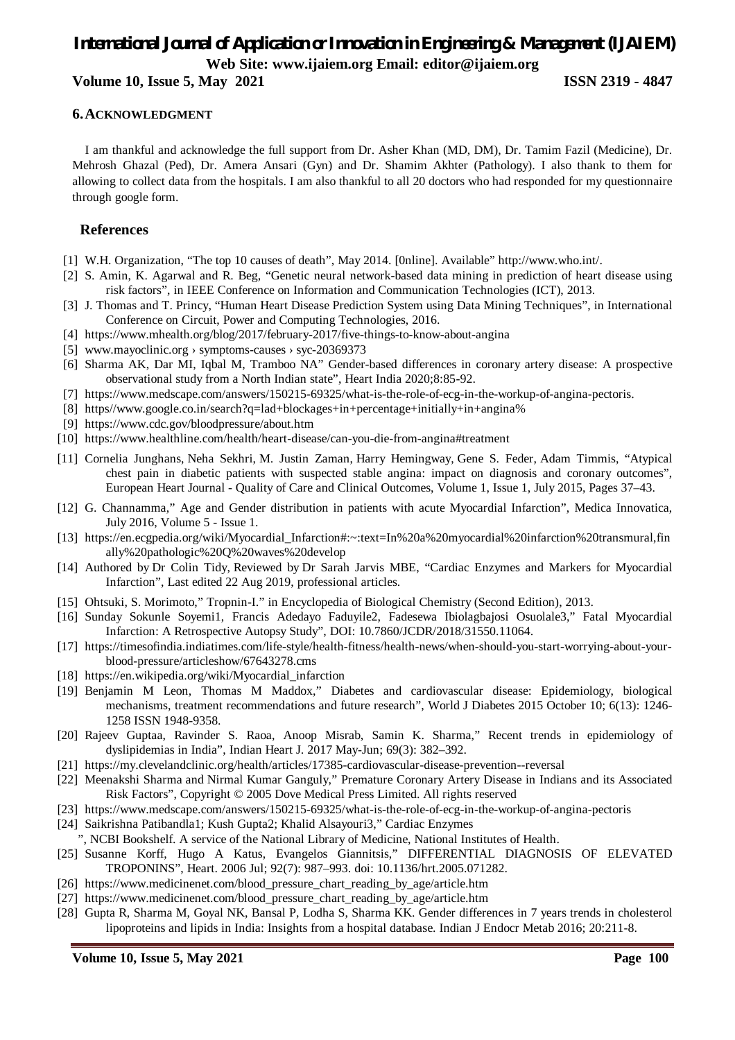## 6. ACKNOWLEDGMENT

I am thankful and acknowledge the full support from Dr. Asher Khan (MD, DM), Dr. Tamim Fazil (Medicine), Dr. Mehrosh Ghazal (Ped), Dr. Amera Ansari (Gyn) and Dr. Shamim Akhter (Pathology). I also thank to them for allowing to collect data from the hospitals. I am also thankful to all 20 doctors who had responded for my questionnaire through google form.

## References

[1] W.H. Organization, "The top 10 causes of death", May 2014. [0nline]. Available" http://www.who.int/.

[2] S. Amin, K. Agarwal and R. Beg, "Genetic neural network-based data mining in prediction of heart disease using risk factors", in IEEE Conference on Information and Communication Technologies (ICT), 2013.

[3] J. Thomas and T. Princy, "Human Heart Disease Prediction System using Data Mining Techniques", in International Conference on Circuit, Power and Computing Technologies, 2016.

[4] https://www.mhealth.org/blog/2017/february-2017/five-things-to-know-about-angina

[5] www.mayoclinic.org › symptoms-causes › syc-20369373

[6] Sharma AK, Dar MI, Iqbal M, Tramboo NA" Gender-based differences in coronary artery disease: A prospective observational study from a North Indian state", Heart India 2020;8:85-92.

[7] https://www.medscape.com/answers/150215-69325/what-is-the-role-of-ecg-in-the-workup-of-angina-pectoris.

[8] https//www.google.co.in/search?q=lad+blockages+in+percentage+initially+in+angina%

[9] https://www.cdc.gov/bloodpressure/about.htm

[10] https://www.healthline.com/health/heart-disease/can-you-die-from-angina#treatment

[11] Cornelia Junghans, Neha Sekhri, M. Justin Zaman, Harry Hemingway, Gene S. Feder, Adam Timmis, "Atypical chest pain in diabetic patients with suspected stable angina: impact on diagnosis and coronary outcomes", European Heart Journal - Quality of Care and Clinical Outcomes, Volume 1, Issue 1, July 2015, Pages 37–43.

[12] G. Channamma," Age and Gender distribution in patients with acute Myocardial Infarction", Medica Innovatica, July 2016, Volume 5 - Issue 1.

[13] https://en.ecgpedia.org/wiki/Myocardial_Infarction#:~:text=In%20a%20myocardial%20infarction%20transmural,finally%20pathologic%20Q%20waves%20develop

[14] Authored by Dr Colin Tidy, Reviewed by Dr Sarah Jarvis MBE, "Cardiac Enzymes and Markers for Myocardial Infarction", Last edited 22 Aug 2019, professional articles.

[15] Ohtsuki, S. Morimoto," Tropnin-I." in Encyclopedia of Biological Chemistry (Second Edition), 2013.

[16] Sunday Sokunle Soyemi1, Francis Adedayo Faduyile2, Fadesewa Ibiolagbajosi Osuolale3," Fatal Myocardial Infarction: A Retrospective Autopsy Study", DOI: 10.7860/JCDR/2018/31550.11064.

[17] https://timesofindia.indiatimes.com/life-style/health-fitness/health-news/when-should-you-start-worrying-about-your-blood-pressure/articleshow/67643278.cms

[18] https://en.wikipedia.org/wiki/Myocardial_infarction

[19] Benjamin M Leon, Thomas M Maddox," Diabetes and cardiovascular disease: Epidemiology, biological mechanisms, treatment recommendations and future research", World J Diabetes 2015 October 10; 6(13): 1246-1258 ISSN 1948-9358.

[20] Rajeev Guptaa, Ravinder S. Raoa, Anoop Misrab, Samin K. Sharma," Recent trends in epidemiology of dyslipidemias in India", Indian Heart J. 2017 May-Jun; 69(3): 382–392.

[21] https://my.clevelandclinic.org/health/articles/17385-cardiovascular-disease-prevention--reversal

[22] Meenakshi Sharma and Nirmal Kumar Ganguly," Premature Coronary Artery Disease in Indians and its Associated Risk Factors", Copyright © 2005 Dove Medical Press Limited. All rights reserved

[23] https://www.medscape.com/answers/150215-69325/what-is-the-role-of-ecg-in-the-workup-of-angina-pectoris

[24] Saikrishna Patibandla1; Kush Gupta2; Khalid Alsayouri3," Cardiac Enzymes ", NCBI Bookshelf. A service of the National Library of Medicine, National Institutes of Health.

[25] Susanne Korff, Hugo A Katus, Evangelos Giannitsis," DIFFERENTIAL DIAGNOSIS OF ELEVATED TROPONINS", Heart. 2006 Jul; 92(7): 987–993. doi: 10.1136/hrt.2005.071282.

[26] https://www.medicinenet.com/blood_pressure_chart_reading_by_age/article.htm

[27] https://www.medicinenet.com/blood_pressure_chart_reading_by_age/article.htm

[28] Gupta R, Sharma M, Goyal NK, Bansal P, Lodha S, Sharma KK. Gender differences in 7 years trends in cholesterol lipoproteins and lipids in India: Insights from a hospital database. Indian J Endocr Metab 2016; 20:211-8.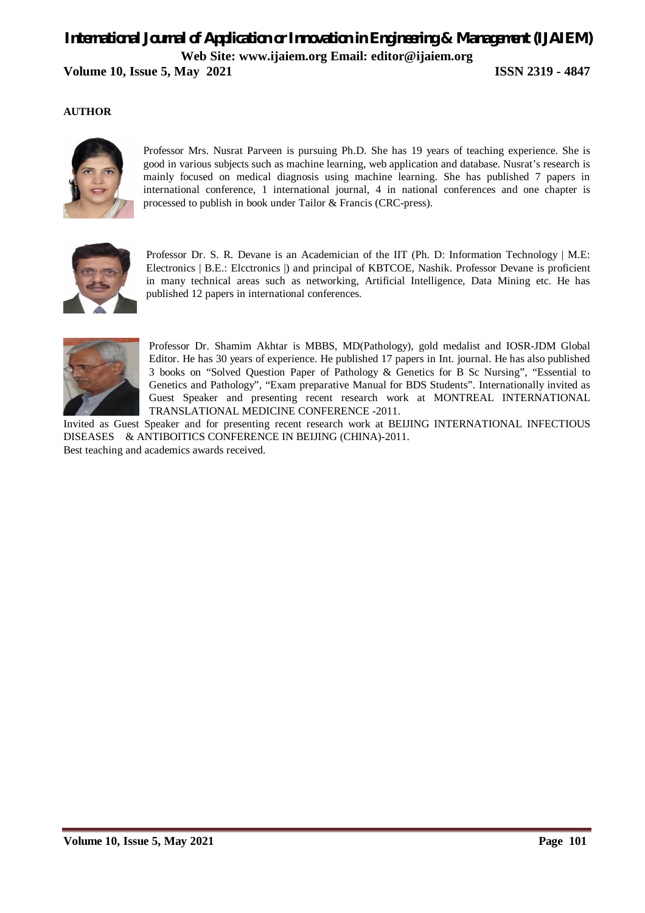**AUTHOR**

Professor Mrs. Nusrat Parveen is pursuing Ph.D. She has 19 years of teaching experience. She is good in various subjects such as machine learning, web application and database. Nusrat's research is mainly focused on medical diagnosis using machine learning. She has published 7 papers in international conference, 1 international journal, 4 in national conferences and one chapter is processed to publish in book under Tailor & Francis (CRC-press).

Professor Dr. S. R. Devane is an Academician of the IIT (Ph. D: Information Technology | M.E: Electronics | B.E.: Elcctronics |) and principal of KBTCOE, Nashik. Professor Devane is proficient in many technical areas such as networking, Artificial Intelligence, Data Mining etc. He has published 12 papers in international conferences.

Professor Dr. Shamim Akhtar is MBBS, MD(Pathology), gold medalist and IOSR-JDM Global Editor. He has 30 years of experience. He published 17 papers in Int. journal. He has also published 3 books on "Solved Question Paper of Pathology & Genetics for B Sc Nursing", "Essential to Genetics and Pathology", "Exam preparative Manual for BDS Students". Internationally invited as Guest Speaker and presenting recent research work at MONTREAL INTERNATIONAL TRANSLATIONAL MEDICINE CONFERENCE -2011.
Invited as Guest Speaker and for presenting recent research work at BEIJING INTERNATIONAL INFECTIOUS DISEASES & ANTIBOITICS CONFERENCE IN BEIJING (CHINA)-2011.
Best teaching and academics awards received.